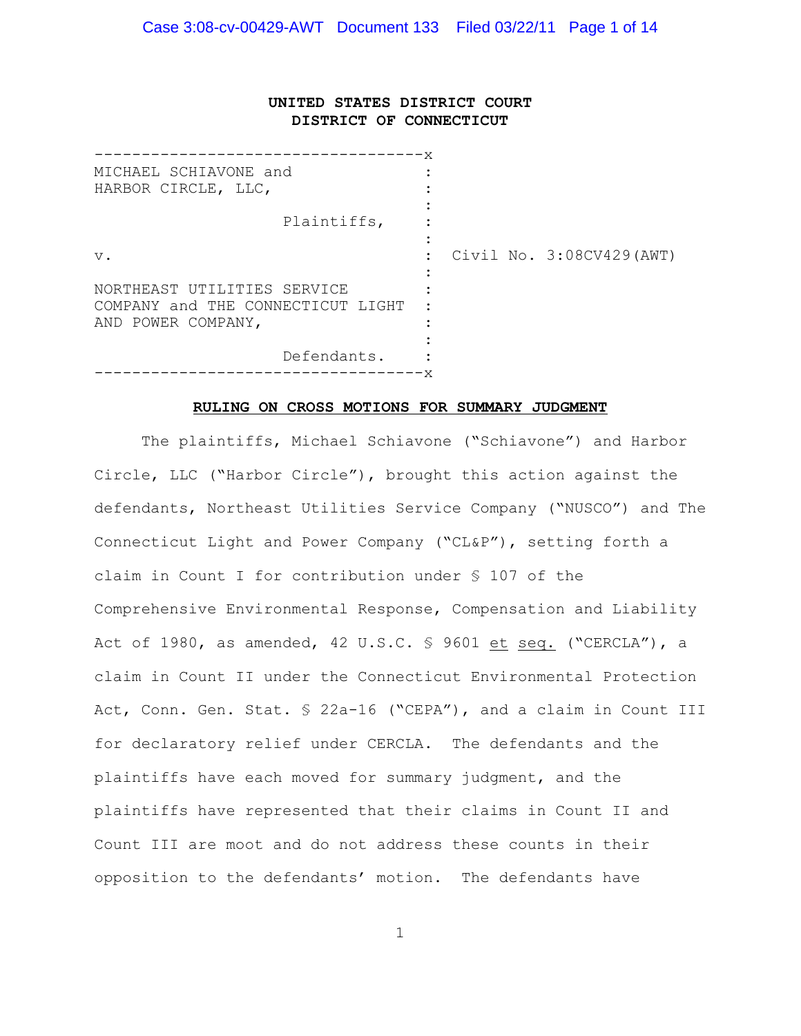**UNITED STATES DISTRICT COURT**
**DISTRICT OF CONNECTICUT**

```
-----------------------------------x
MICHAEL SCHIAVONE and              :
HARBOR CIRCLE, LLC,                :
                                   :
                 Plaintiffs,       :
                                   :
v.                                 :  Civil No. 3:08CV429(AWT)
                                   :
NORTHEAST UTILITIES SERVICE        :
COMPANY and THE CONNECTICUT LIGHT  :
AND POWER COMPANY,                 :
                                   :
                 Defendants.       :
-----------------------------------x
```

**RULING ON CROSS MOTIONS FOR SUMMARY JUDGMENT**

The plaintiffs, Michael Schiavone ("Schiavone") and Harbor Circle, LLC ("Harbor Circle"), brought this action against the defendants, Northeast Utilities Service Company ("NUSCO") and The Connecticut Light and Power Company ("CL&P"), setting forth a claim in Count I for contribution under § 107 of the Comprehensive Environmental Response, Compensation and Liability Act of 1980, as amended, 42 U.S.C. § 9601 et seq. ("CERCLA"), a claim in Count II under the Connecticut Environmental Protection Act, Conn. Gen. Stat. § 22a-16 ("CEPA"), and a claim in Count III for declaratory relief under CERCLA. The defendants and the plaintiffs have each moved for summary judgment, and the plaintiffs have represented that their claims in Count II and Count III are moot and do not address these counts in their opposition to the defendants' motion. The defendants have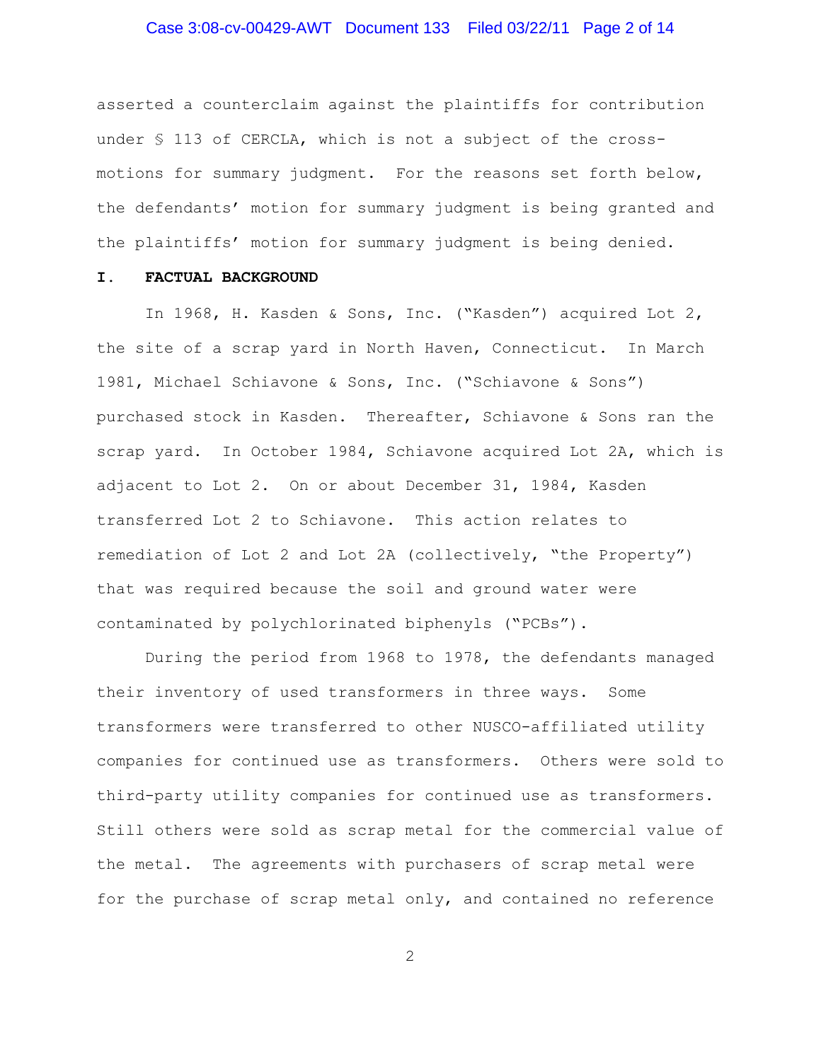asserted a counterclaim against the plaintiffs for contribution under § 113 of CERCLA, which is not a subject of the cross-motions for summary judgment. For the reasons set forth below, the defendants' motion for summary judgment is being granted and the plaintiffs' motion for summary judgment is being denied.

## I. FACTUAL BACKGROUND

In 1968, H. Kasden & Sons, Inc. ("Kasden") acquired Lot 2, the site of a scrap yard in North Haven, Connecticut. In March 1981, Michael Schiavone & Sons, Inc. ("Schiavone & Sons") purchased stock in Kasden. Thereafter, Schiavone & Sons ran the scrap yard. In October 1984, Schiavone acquired Lot 2A, which is adjacent to Lot 2. On or about December 31, 1984, Kasden transferred Lot 2 to Schiavone. This action relates to remediation of Lot 2 and Lot 2A (collectively, "the Property") that was required because the soil and ground water were contaminated by polychlorinated biphenyls ("PCBs").

During the period from 1968 to 1978, the defendants managed their inventory of used transformers in three ways. Some transformers were transferred to other NUSCO-affiliated utility companies for continued use as transformers. Others were sold to third-party utility companies for continued use as transformers. Still others were sold as scrap metal for the commercial value of the metal. The agreements with purchasers of scrap metal were for the purchase of scrap metal only, and contained no reference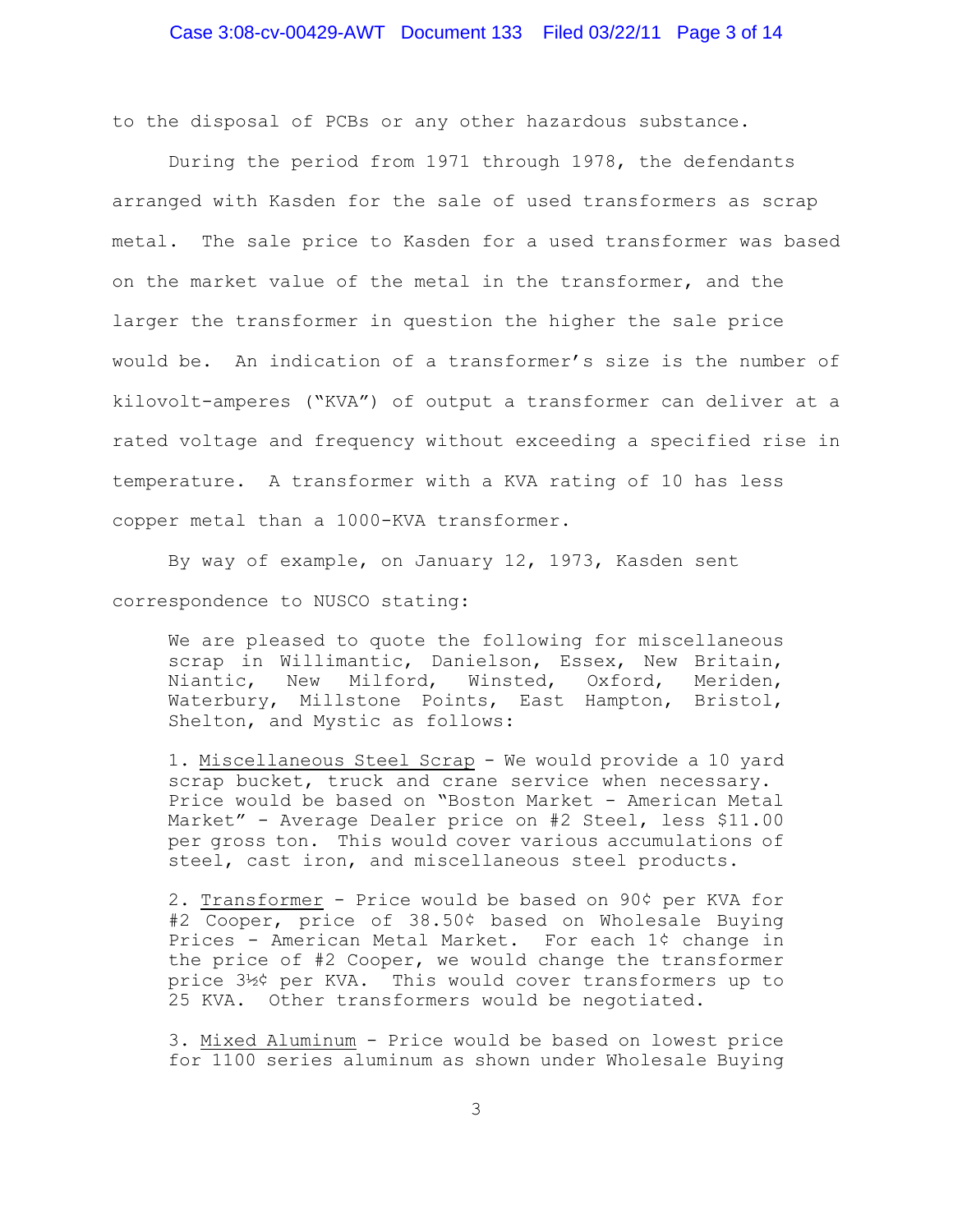to the disposal of PCBs or any other hazardous substance.

During the period from 1971 through 1978, the defendants arranged with Kasden for the sale of used transformers as scrap metal. The sale price to Kasden for a used transformer was based on the market value of the metal in the transformer, and the larger the transformer in question the higher the sale price would be. An indication of a transformer's size is the number of kilovolt-amperes ("KVA") of output a transformer can deliver at a rated voltage and frequency without exceeding a specified rise in temperature. A transformer with a KVA rating of 10 has less copper metal than a 1000-KVA transformer.

By way of example, on January 12, 1973, Kasden sent correspondence to NUSCO stating:

> We are pleased to quote the following for miscellaneous scrap in Willimantic, Danielson, Essex, New Britain, Niantic, New Milford, Winsted, Oxford, Meriden, Waterbury, Millstone Points, East Hampton, Bristol, Shelton, and Mystic as follows:
>
> 1. Miscellaneous Steel Scrap - We would provide a 10 yard scrap bucket, truck and crane service when necessary. Price would be based on "Boston Market - American Metal Market" - Average Dealer price on #2 Steel, less $11.00 per gross ton. This would cover various accumulations of steel, cast iron, and miscellaneous steel products.
>
> 2. Transformer - Price would be based on 90¢ per KVA for #2 Cooper, price of 38.50¢ based on Wholesale Buying Prices - American Metal Market. For each 1¢ change in the price of #2 Cooper, we would change the transformer price 3½¢ per KVA. This would cover transformers up to 25 KVA. Other transformers would be negotiated.
>
> 3. Mixed Aluminum - Price would be based on lowest price for 1100 series aluminum as shown under Wholesale Buying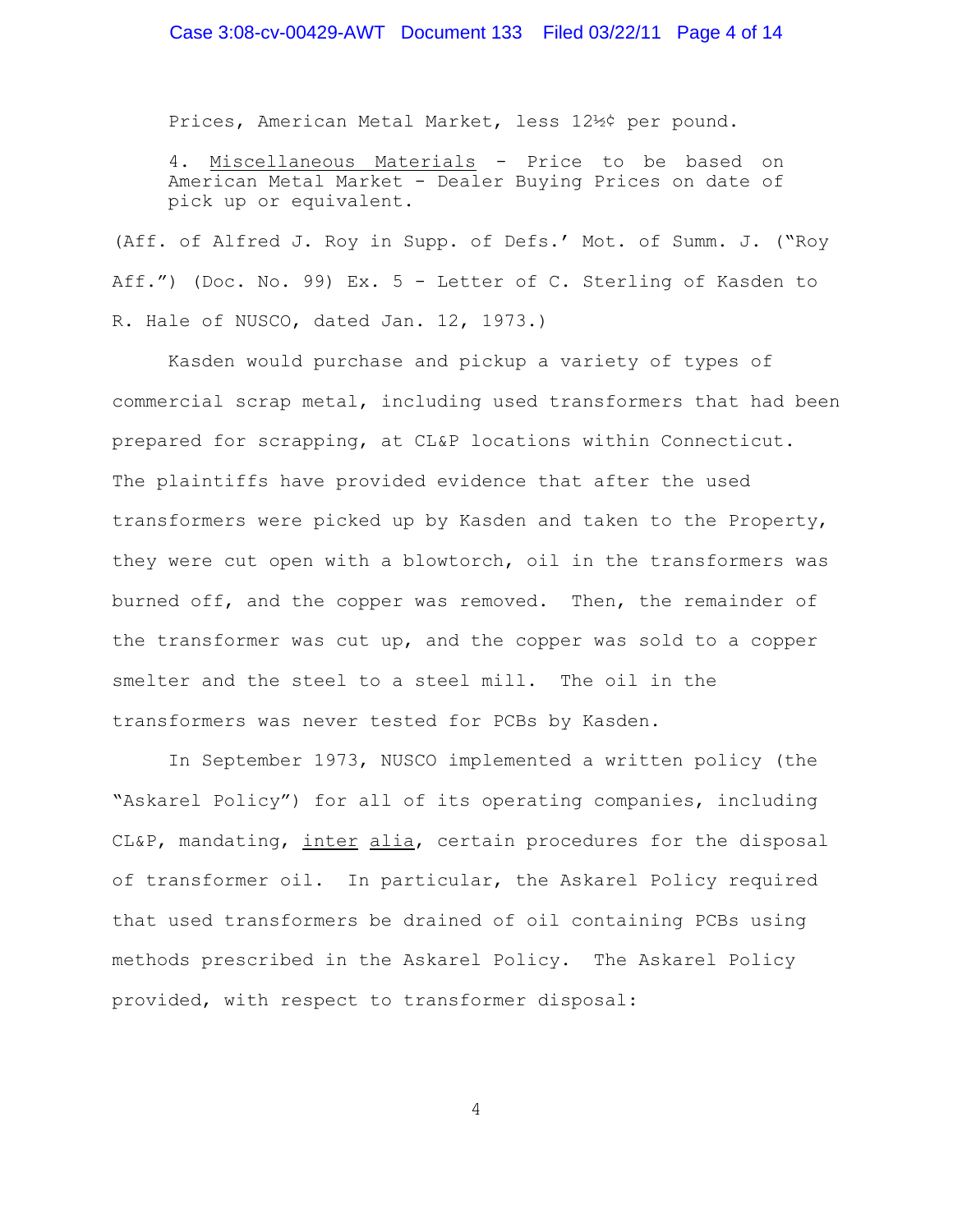Prices, American Metal Market, less 12½¢ per pound.

4. Miscellaneous Materials - Price to be based on American Metal Market - Dealer Buying Prices on date of pick up or equivalent.

(Aff. of Alfred J. Roy in Supp. of Defs.' Mot. of Summ. J. ("Roy Aff.") (Doc. No. 99) Ex. 5 - Letter of C. Sterling of Kasden to R. Hale of NUSCO, dated Jan. 12, 1973.)

Kasden would purchase and pickup a variety of types of commercial scrap metal, including used transformers that had been prepared for scrapping, at CL&P locations within Connecticut. The plaintiffs have provided evidence that after the used transformers were picked up by Kasden and taken to the Property, they were cut open with a blowtorch, oil in the transformers was burned off, and the copper was removed. Then, the remainder of the transformer was cut up, and the copper was sold to a copper smelter and the steel to a steel mill. The oil in the transformers was never tested for PCBs by Kasden.

In September 1973, NUSCO implemented a written policy (the "Askarel Policy") for all of its operating companies, including CL&P, mandating, inter alia, certain procedures for the disposal of transformer oil. In particular, the Askarel Policy required that used transformers be drained of oil containing PCBs using methods prescribed in the Askarel Policy. The Askarel Policy provided, with respect to transformer disposal: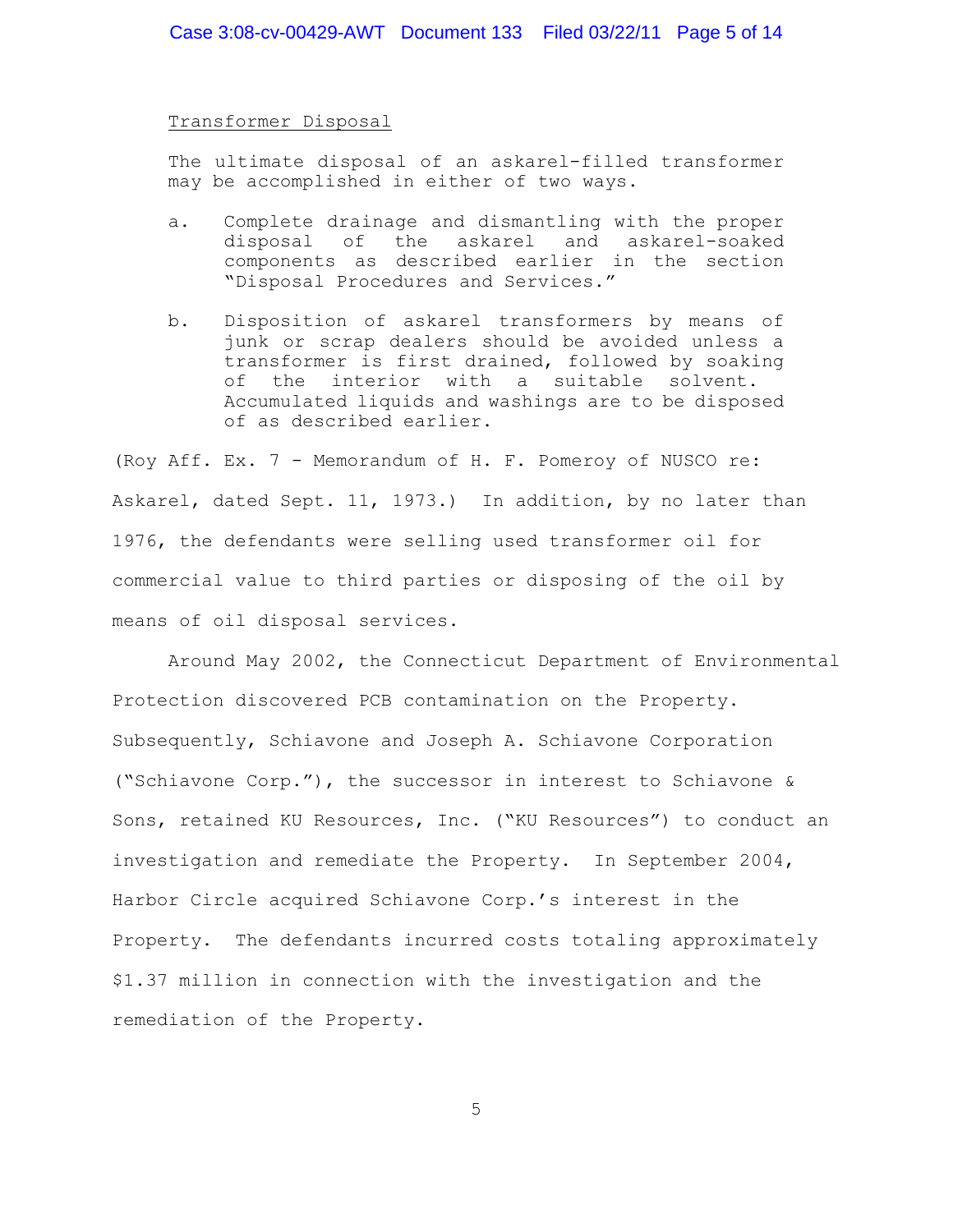Transformer Disposal

> The ultimate disposal of an askarel-filled transformer may be accomplished in either of two ways.
>
> a. Complete drainage and dismantling with the proper disposal of the askarel and askarel-soaked components as described earlier in the section "Disposal Procedures and Services."
>
> b. Disposition of askarel transformers by means of junk or scrap dealers should be avoided unless a transformer is first drained, followed by soaking of the interior with a suitable solvent. Accumulated liquids and washings are to be disposed of as described earlier.

(Roy Aff. Ex. 7 - Memorandum of H. F. Pomeroy of NUSCO re: Askarel, dated Sept. 11, 1973.) In addition, by no later than 1976, the defendants were selling used transformer oil for commercial value to third parties or disposing of the oil by means of oil disposal services.

Around May 2002, the Connecticut Department of Environmental Protection discovered PCB contamination on the Property. Subsequently, Schiavone and Joseph A. Schiavone Corporation ("Schiavone Corp."), the successor in interest to Schiavone & Sons, retained KU Resources, Inc. ("KU Resources") to conduct an investigation and remediate the Property. In September 2004, Harbor Circle acquired Schiavone Corp.'s interest in the Property. The defendants incurred costs totaling approximately $1.37 million in connection with the investigation and the remediation of the Property.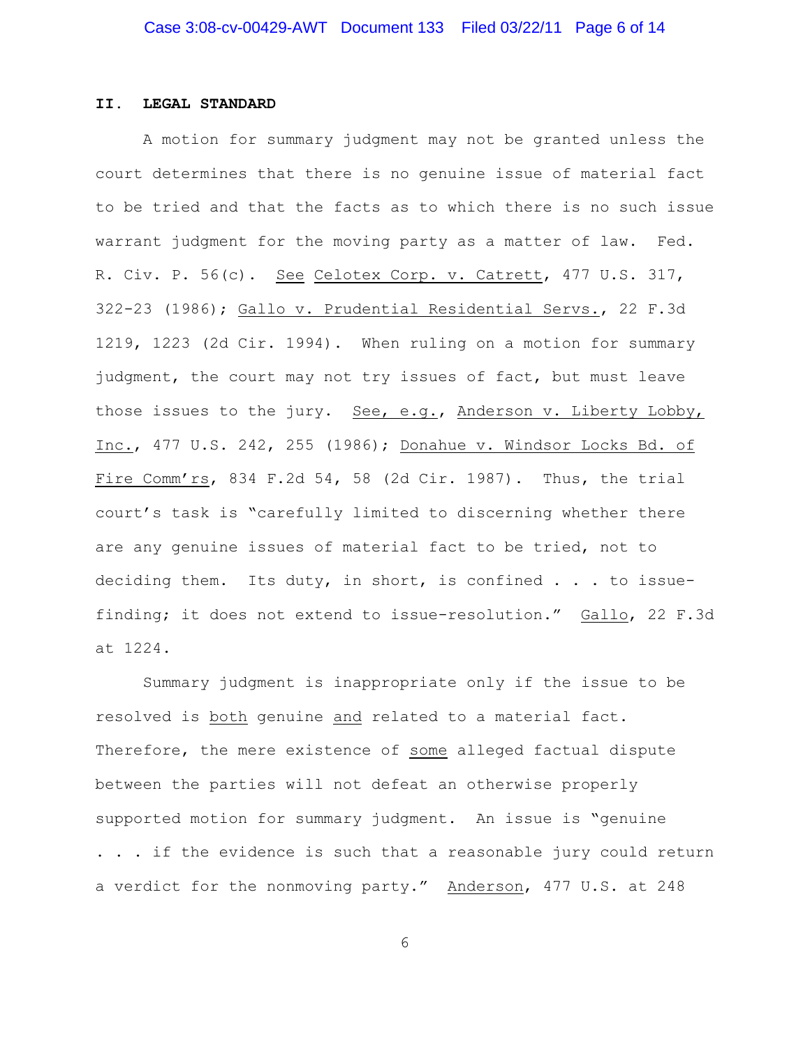## II. LEGAL STANDARD

A motion for summary judgment may not be granted unless the court determines that there is no genuine issue of material fact to be tried and that the facts as to which there is no such issue warrant judgment for the moving party as a matter of law. Fed. R. Civ. P. 56(c). See Celotex Corp. v. Catrett, 477 U.S. 317, 322-23 (1986); Gallo v. Prudential Residential Servs., 22 F.3d 1219, 1223 (2d Cir. 1994). When ruling on a motion for summary judgment, the court may not try issues of fact, but must leave those issues to the jury. See, e.g., Anderson v. Liberty Lobby, Inc., 477 U.S. 242, 255 (1986); Donahue v. Windsor Locks Bd. of Fire Comm'rs, 834 F.2d 54, 58 (2d Cir. 1987). Thus, the trial court's task is "carefully limited to discerning whether there are any genuine issues of material fact to be tried, not to deciding them. Its duty, in short, is confined . . . to issue-finding; it does not extend to issue-resolution." Gallo, 22 F.3d at 1224.

Summary judgment is inappropriate only if the issue to be resolved is both genuine and related to a material fact. Therefore, the mere existence of some alleged factual dispute between the parties will not defeat an otherwise properly supported motion for summary judgment. An issue is "genuine . . . if the evidence is such that a reasonable jury could return a verdict for the nonmoving party." Anderson, 477 U.S. at 248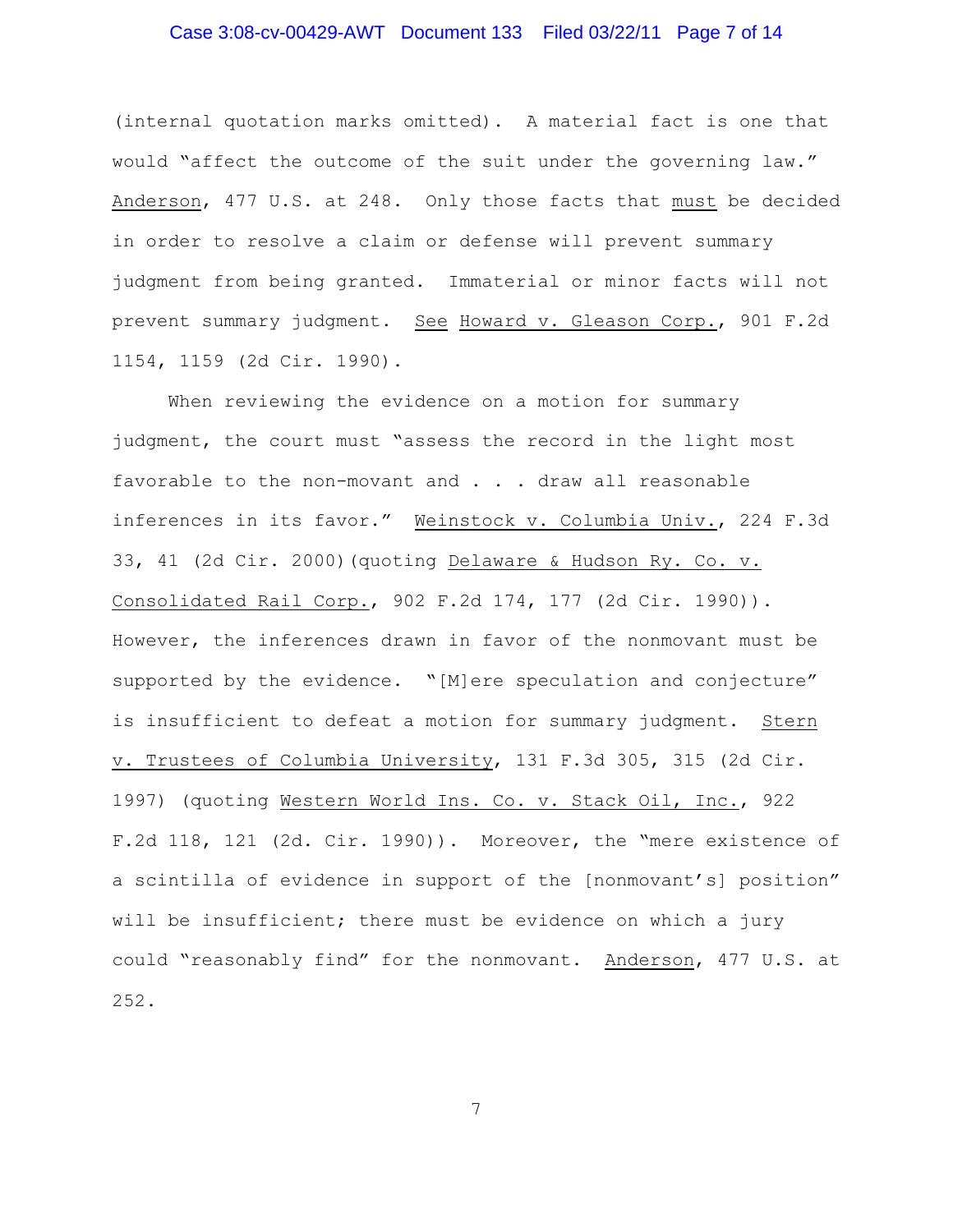(internal quotation marks omitted). A material fact is one that would "affect the outcome of the suit under the governing law." Anderson, 477 U.S. at 248. Only those facts that must be decided in order to resolve a claim or defense will prevent summary judgment from being granted. Immaterial or minor facts will not prevent summary judgment. See Howard v. Gleason Corp., 901 F.2d 1154, 1159 (2d Cir. 1990).

When reviewing the evidence on a motion for summary judgment, the court must "assess the record in the light most favorable to the non-movant and . . . draw all reasonable inferences in its favor." Weinstock v. Columbia Univ., 224 F.3d 33, 41 (2d Cir. 2000)(quoting Delaware & Hudson Ry. Co. v. Consolidated Rail Corp., 902 F.2d 174, 177 (2d Cir. 1990)). However, the inferences drawn in favor of the nonmovant must be supported by the evidence. "[M]ere speculation and conjecture" is insufficient to defeat a motion for summary judgment. Stern v. Trustees of Columbia University, 131 F.3d 305, 315 (2d Cir. 1997) (quoting Western World Ins. Co. v. Stack Oil, Inc., 922 F.2d 118, 121 (2d. Cir. 1990)). Moreover, the "mere existence of a scintilla of evidence in support of the [nonmovant's] position" will be insufficient; there must be evidence on which a jury could "reasonably find" for the nonmovant. Anderson, 477 U.S. at 252.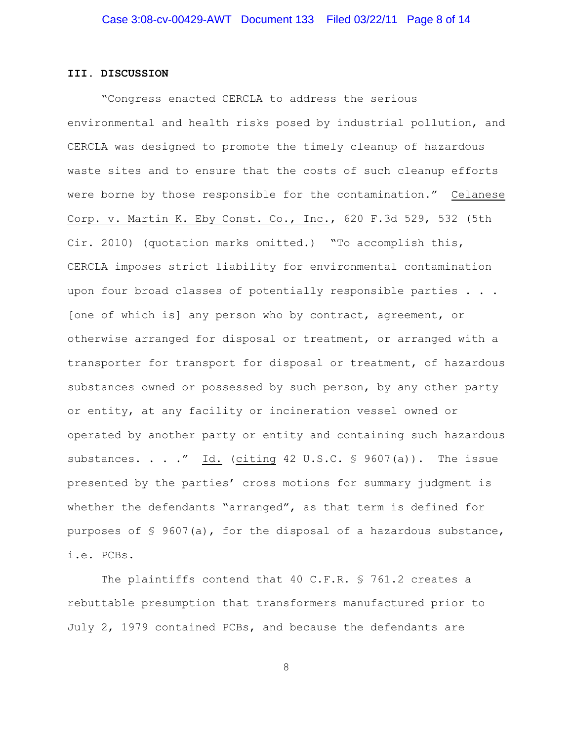**III. DISCUSSION**

"Congress enacted CERCLA to address the serious environmental and health risks posed by industrial pollution, and CERCLA was designed to promote the timely cleanup of hazardous waste sites and to ensure that the costs of such cleanup efforts were borne by those responsible for the contamination." Celanese Corp. v. Martin K. Eby Const. Co., Inc., 620 F.3d 529, 532 (5th Cir. 2010) (quotation marks omitted.) "To accomplish this, CERCLA imposes strict liability for environmental contamination upon four broad classes of potentially responsible parties . . . [one of which is] any person who by contract, agreement, or otherwise arranged for disposal or treatment, or arranged with a transporter for transport for disposal or treatment, of hazardous substances owned or possessed by such person, by any other party or entity, at any facility or incineration vessel owned or operated by another party or entity and containing such hazardous substances. . . ." Id. (citing 42 U.S.C. § 9607(a)). The issue presented by the parties' cross motions for summary judgment is whether the defendants "arranged", as that term is defined for purposes of § 9607(a), for the disposal of a hazardous substance, i.e. PCBs.

The plaintiffs contend that 40 C.F.R. § 761.2 creates a rebuttable presumption that transformers manufactured prior to July 2, 1979 contained PCBs, and because the defendants are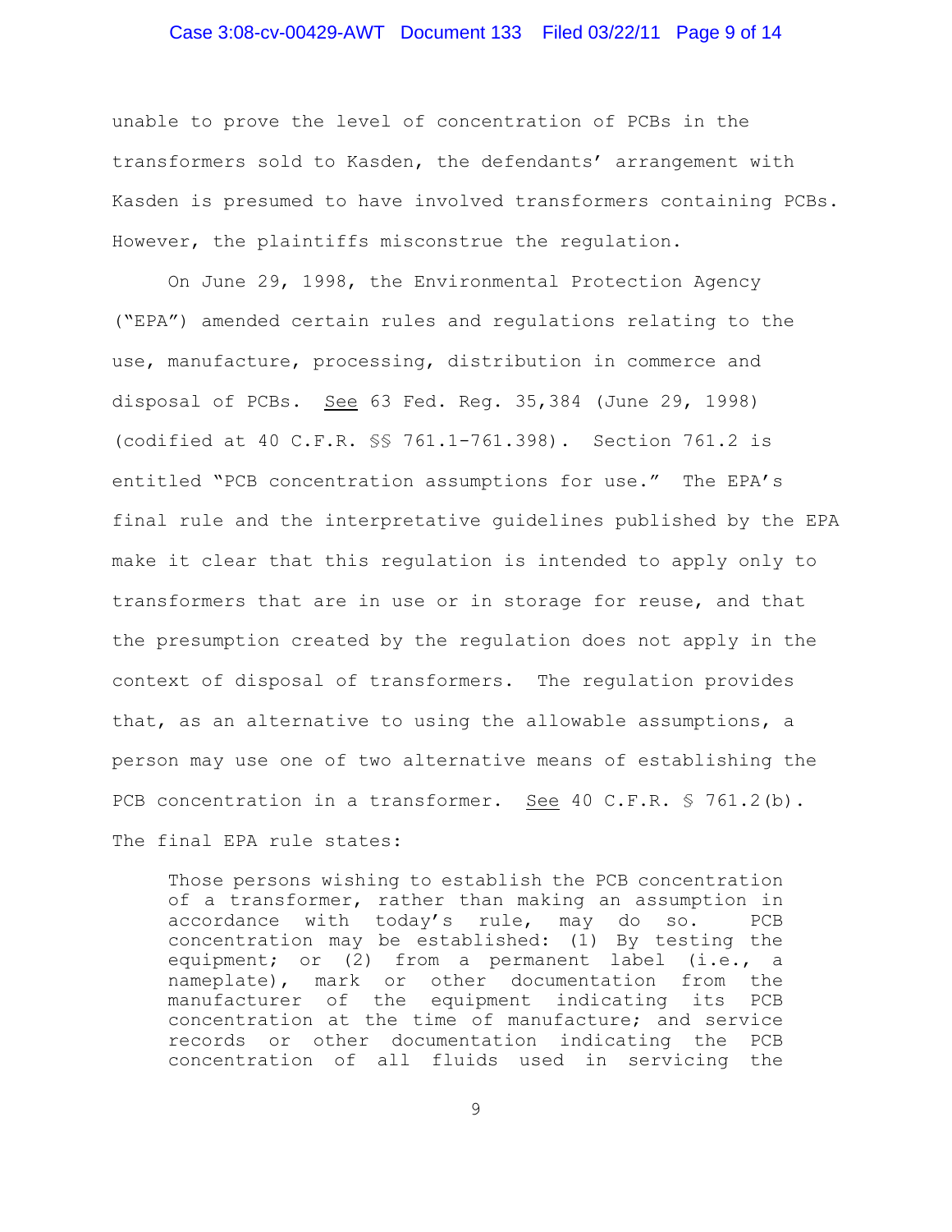unable to prove the level of concentration of PCBs in the transformers sold to Kasden, the defendants' arrangement with Kasden is presumed to have involved transformers containing PCBs. However, the plaintiffs misconstrue the regulation.

On June 29, 1998, the Environmental Protection Agency ("EPA") amended certain rules and regulations relating to the use, manufacture, processing, distribution in commerce and disposal of PCBs. See 63 Fed. Reg. 35,384 (June 29, 1998) (codified at 40 C.F.R. §§ 761.1-761.398). Section 761.2 is entitled "PCB concentration assumptions for use." The EPA's final rule and the interpretative guidelines published by the EPA make it clear that this regulation is intended to apply only to transformers that are in use or in storage for reuse, and that the presumption created by the regulation does not apply in the context of disposal of transformers. The regulation provides that, as an alternative to using the allowable assumptions, a person may use one of two alternative means of establishing the PCB concentration in a transformer. See 40 C.F.R. § 761.2(b). The final EPA rule states:

> Those persons wishing to establish the PCB concentration of a transformer, rather than making an assumption in accordance with today's rule, may do so. PCB concentration may be established: (1) By testing the equipment; or (2) from a permanent label (i.e., a nameplate), mark or other documentation from the manufacturer of the equipment indicating its PCB concentration at the time of manufacture; and service records or other documentation indicating the PCB concentration of all fluids used in servicing the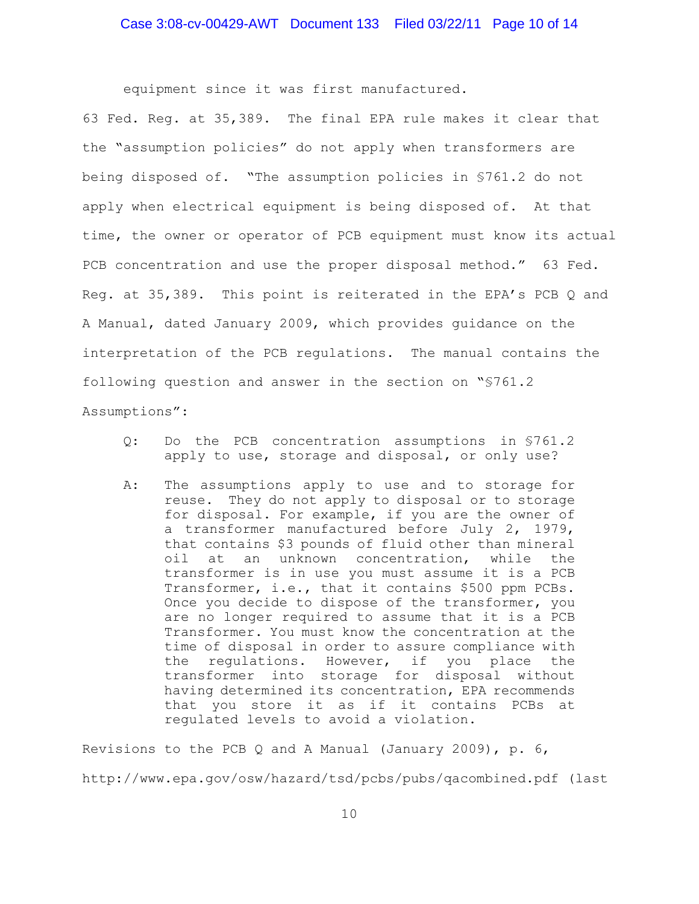equipment since it was first manufactured.

63 Fed. Reg. at 35,389. The final EPA rule makes it clear that the "assumption policies" do not apply when transformers are being disposed of. "The assumption policies in §761.2 do not apply when electrical equipment is being disposed of. At that time, the owner or operator of PCB equipment must know its actual PCB concentration and use the proper disposal method." 63 Fed. Reg. at 35,389. This point is reiterated in the EPA's PCB Q and A Manual, dated January 2009, which provides guidance on the interpretation of the PCB regulations. The manual contains the following question and answer in the section on "§761.2 Assumptions":

> Q: Do the PCB concentration assumptions in §761.2 apply to use, storage and disposal, or only use?
>
> A: The assumptions apply to use and to storage for reuse. They do not apply to disposal or to storage for disposal. For example, if you are the owner of a transformer manufactured before July 2, 1979, that contains $3 pounds of fluid other than mineral oil at an unknown concentration, while the transformer is in use you must assume it is a PCB Transformer, i.e., that it contains $500 ppm PCBs. Once you decide to dispose of the transformer, you are no longer required to assume that it is a PCB Transformer. You must know the concentration at the time of disposal in order to assure compliance with the regulations. However, if you place the transformer into storage for disposal without having determined its concentration, EPA recommends that you store it as if it contains PCBs at regulated levels to avoid a violation.

Revisions to the PCB Q and A Manual (January 2009), p. 6, http://www.epa.gov/osw/hazard/tsd/pcbs/pubs/qacombined.pdf (last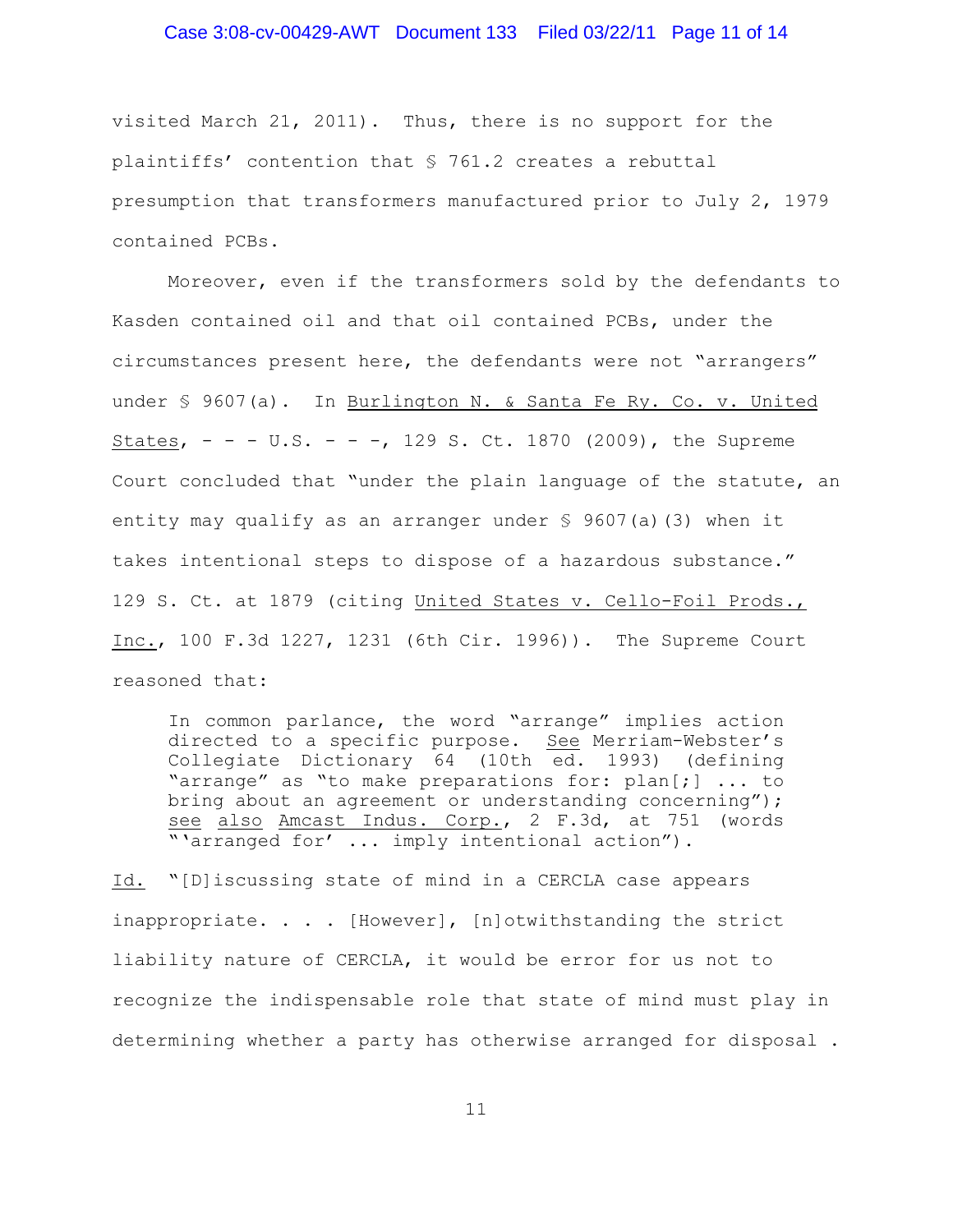visited March 21, 2011). Thus, there is no support for the plaintiffs' contention that § 761.2 creates a rebuttal presumption that transformers manufactured prior to July 2, 1979 contained PCBs.

Moreover, even if the transformers sold by the defendants to Kasden contained oil and that oil contained PCBs, under the circumstances present here, the defendants were not "arrangers" under § 9607(a). In Burlington N. & Santa Fe Ry. Co. v. United States, - - - U.S. - - -, 129 S. Ct. 1870 (2009), the Supreme Court concluded that "under the plain language of the statute, an entity may qualify as an arranger under § 9607(a)(3) when it takes intentional steps to dispose of a hazardous substance." 129 S. Ct. at 1879 (citing United States v. Cello-Foil Prods., Inc., 100 F.3d 1227, 1231 (6th Cir. 1996)). The Supreme Court reasoned that:

> In common parlance, the word "arrange" implies action directed to a specific purpose. See Merriam-Webster's Collegiate Dictionary 64 (10th ed. 1993) (defining "arrange" as "to make preparations for: plan[;] ... to bring about an agreement or understanding concerning"); see also Amcast Indus. Corp., 2 F.3d, at 751 (words "'arranged for' ... imply intentional action").

Id. "[D]iscussing state of mind in a CERCLA case appears inappropriate. . . . [However], [n]otwithstanding the strict liability nature of CERCLA, it would be error for us not to recognize the indispensable role that state of mind must play in determining whether a party has otherwise arranged for disposal .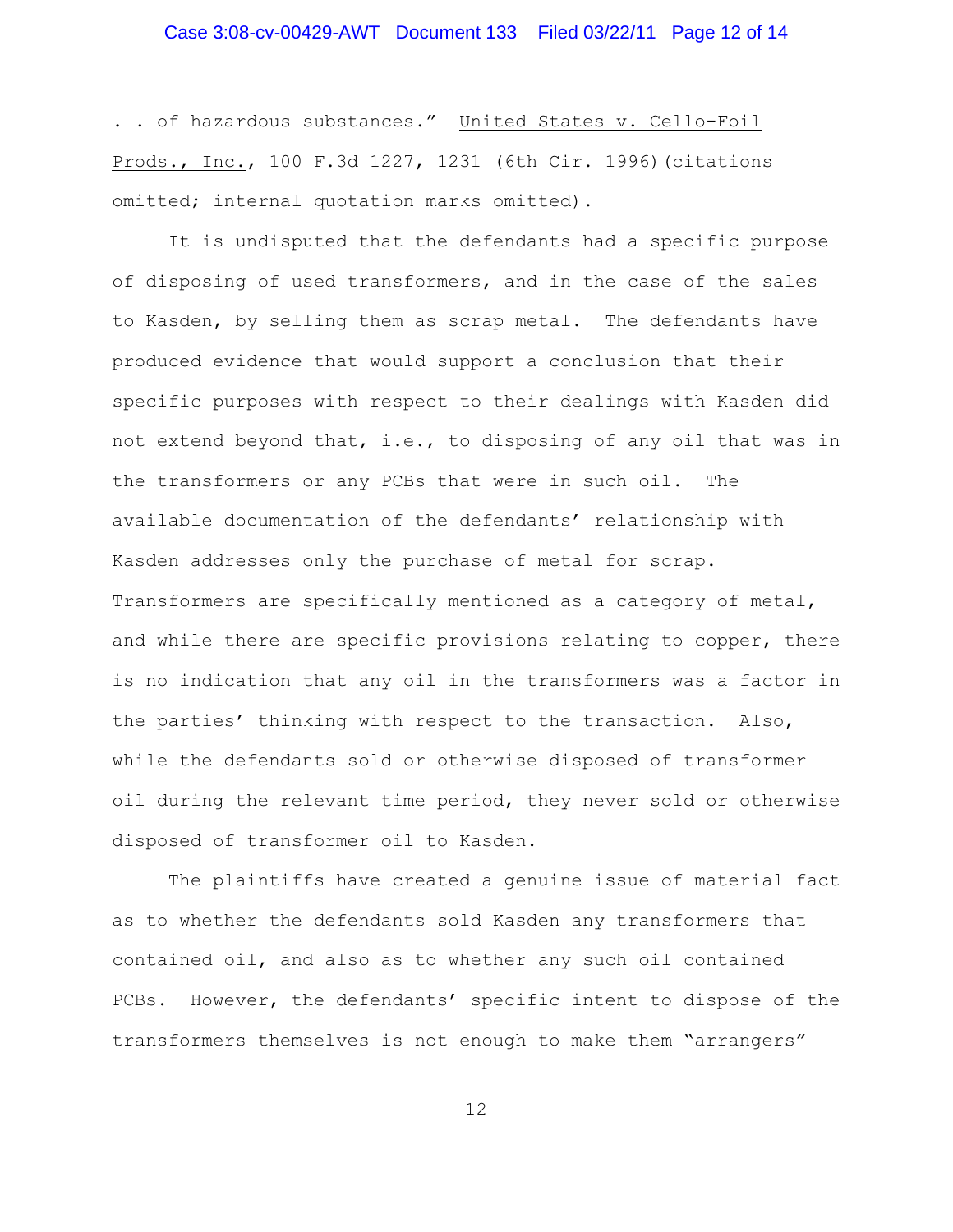. . of hazardous substances." United States v. Cello-Foil Prods., Inc., 100 F.3d 1227, 1231 (6th Cir. 1996)(citations omitted; internal quotation marks omitted).

It is undisputed that the defendants had a specific purpose of disposing of used transformers, and in the case of the sales to Kasden, by selling them as scrap metal. The defendants have produced evidence that would support a conclusion that their specific purposes with respect to their dealings with Kasden did not extend beyond that, i.e., to disposing of any oil that was in the transformers or any PCBs that were in such oil. The available documentation of the defendants' relationship with Kasden addresses only the purchase of metal for scrap. Transformers are specifically mentioned as a category of metal, and while there are specific provisions relating to copper, there is no indication that any oil in the transformers was a factor in the parties' thinking with respect to the transaction. Also, while the defendants sold or otherwise disposed of transformer oil during the relevant time period, they never sold or otherwise disposed of transformer oil to Kasden.

The plaintiffs have created a genuine issue of material fact as to whether the defendants sold Kasden any transformers that contained oil, and also as to whether any such oil contained PCBs. However, the defendants' specific intent to dispose of the transformers themselves is not enough to make them "arrangers"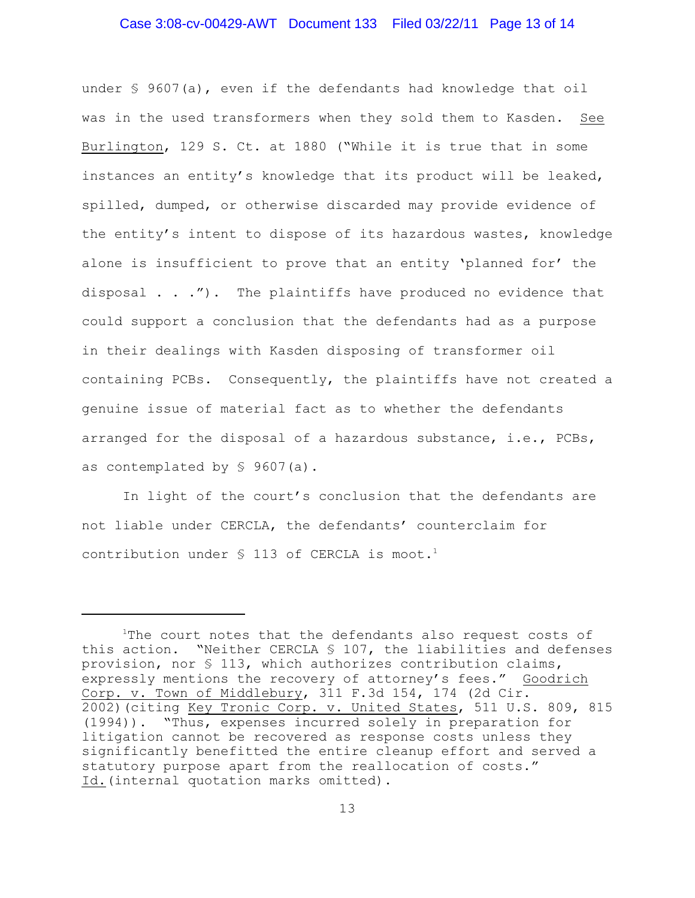under § 9607(a), even if the defendants had knowledge that oil was in the used transformers when they sold them to Kasden. See Burlington, 129 S. Ct. at 1880 ("While it is true that in some instances an entity's knowledge that its product will be leaked, spilled, dumped, or otherwise discarded may provide evidence of the entity's intent to dispose of its hazardous wastes, knowledge alone is insufficient to prove that an entity 'planned for' the disposal . . ."). The plaintiffs have produced no evidence that could support a conclusion that the defendants had as a purpose in their dealings with Kasden disposing of transformer oil containing PCBs. Consequently, the plaintiffs have not created a genuine issue of material fact as to whether the defendants arranged for the disposal of a hazardous substance, i.e., PCBs, as contemplated by § 9607(a).

In light of the court's conclusion that the defendants are not liable under CERCLA, the defendants' counterclaim for contribution under § 113 of CERCLA is moot.[1]

---

[1]The court notes that the defendants also request costs of this action. "Neither CERCLA § 107, the liabilities and defenses provision, nor § 113, which authorizes contribution claims, expressly mentions the recovery of attorney's fees." Goodrich Corp. v. Town of Middlebury, 311 F.3d 154, 174 (2d Cir. 2002)(citing Key Tronic Corp. v. United States, 511 U.S. 809, 815 (1994)). "Thus, expenses incurred solely in preparation for litigation cannot be recovered as response costs unless they significantly benefitted the entire cleanup effort and served a statutory purpose apart from the reallocation of costs." Id.(internal quotation marks omitted).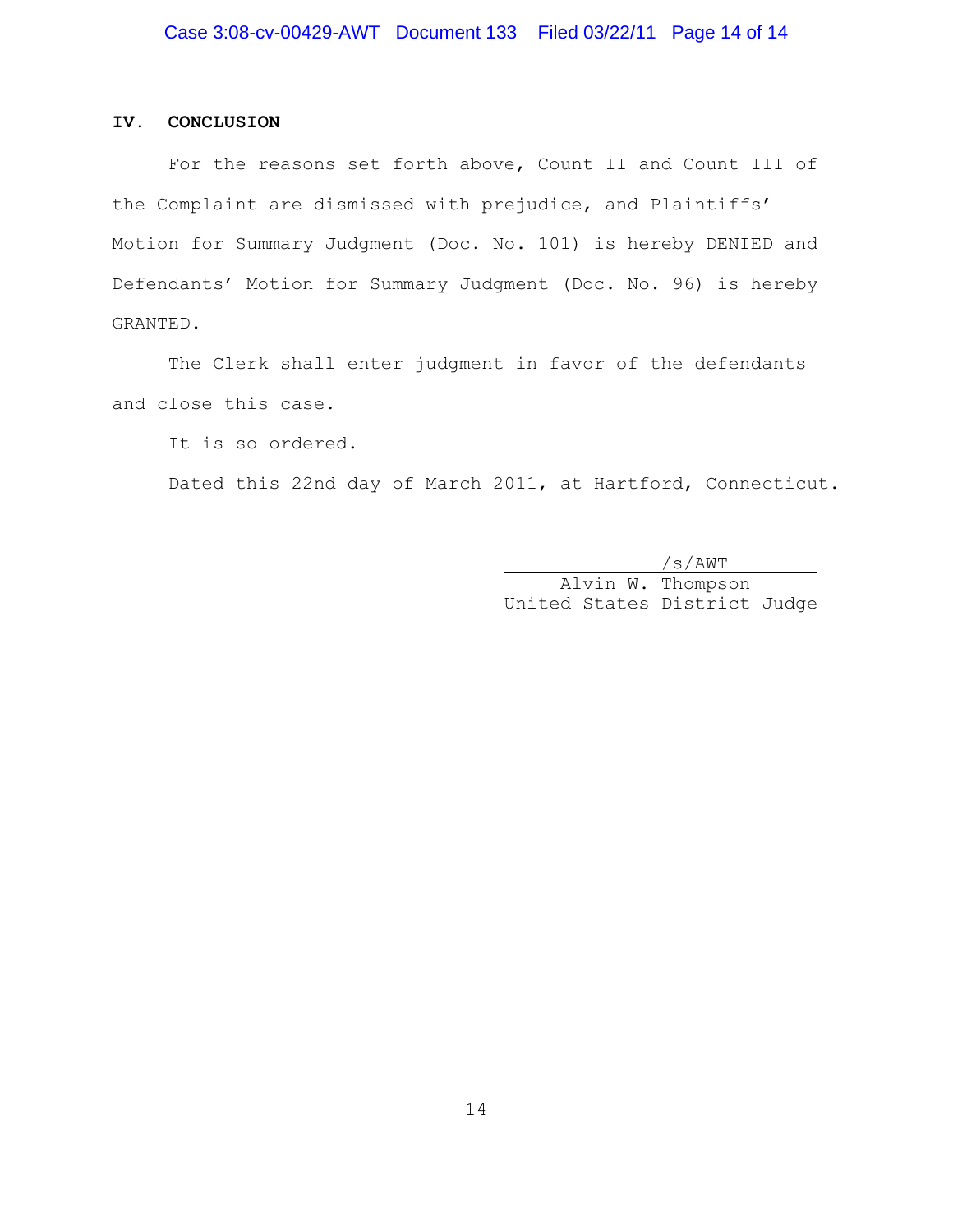## IV. CONCLUSION

For the reasons set forth above, Count II and Count III of the Complaint are dismissed with prejudice, and Plaintiffs' Motion for Summary Judgment (Doc. No. 101) is hereby DENIED and Defendants' Motion for Summary Judgment (Doc. No. 96) is hereby GRANTED.

The Clerk shall enter judgment in favor of the defendants and close this case.

It is so ordered.

Dated this 22nd day of March 2011, at Hartford, Connecticut.

/s/AWT

Alvin W. Thompson
United States District Judge